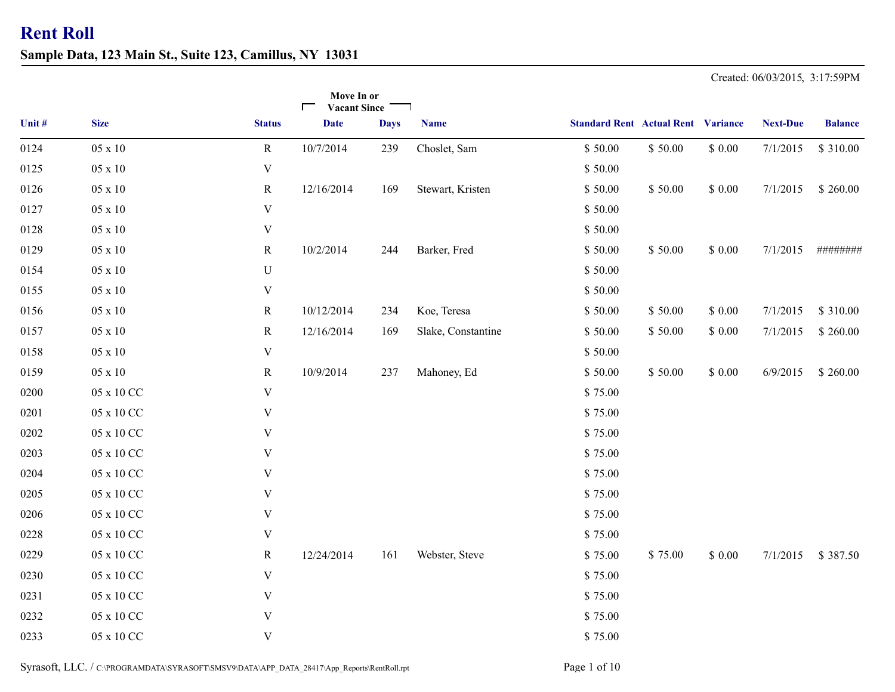# Rent Roll

## Sample Data, 123 Main St., Suite 123, Camillus, NY 13031

Created: 06/03/2015, 3:17:59PM

| Unit # | Size | Status | Move In or Vacant Since Date | Days | Name | Standard Rent | Actual Rent | Variance | Next-Due | Balance |
|---|---|---|---|---|---|---|---|---|---|---|
| 0124 | 05 x 10 | R | 10/7/2014 | 239 | Choslet, Sam | $ 50.00 | $ 50.00 | $ 0.00 | 7/1/2015 | $ 310.00 |
| 0125 | 05 x 10 | V | | | | $ 50.00 | | | | |
| 0126 | 05 x 10 | R | 12/16/2014 | 169 | Stewart, Kristen | $ 50.00 | $ 50.00 | $ 0.00 | 7/1/2015 | $ 260.00 |
| 0127 | 05 x 10 | V | | | | $ 50.00 | | | | |
| 0128 | 05 x 10 | V | | | | $ 50.00 | | | | |
| 0129 | 05 x 10 | R | 10/2/2014 | 244 | Barker, Fred | $ 50.00 | $ 50.00 | $ 0.00 | 7/1/2015 | ######## |
| 0154 | 05 x 10 | U | | | | $ 50.00 | | | | |
| 0155 | 05 x 10 | V | | | | $ 50.00 | | | | |
| 0156 | 05 x 10 | R | 10/12/2014 | 234 | Koe, Teresa | $ 50.00 | $ 50.00 | $ 0.00 | 7/1/2015 | $ 310.00 |
| 0157 | 05 x 10 | R | 12/16/2014 | 169 | Slake, Constantine | $ 50.00 | $ 50.00 | $ 0.00 | 7/1/2015 | $ 260.00 |
| 0158 | 05 x 10 | V | | | | $ 50.00 | | | | |
| 0159 | 05 x 10 | R | 10/9/2014 | 237 | Mahoney, Ed | $ 50.00 | $ 50.00 | $ 0.00 | 6/9/2015 | $ 260.00 |
| 0200 | 05 x 10 CC | V | | | | $ 75.00 | | | | |
| 0201 | 05 x 10 CC | V | | | | $ 75.00 | | | | |
| 0202 | 05 x 10 CC | V | | | | $ 75.00 | | | | |
| 0203 | 05 x 10 CC | V | | | | $ 75.00 | | | | |
| 0204 | 05 x 10 CC | V | | | | $ 75.00 | | | | |
| 0205 | 05 x 10 CC | V | | | | $ 75.00 | | | | |
| 0206 | 05 x 10 CC | V | | | | $ 75.00 | | | | |
| 0228 | 05 x 10 CC | V | | | | $ 75.00 | | | | |
| 0229 | 05 x 10 CC | R | 12/24/2014 | 161 | Webster, Steve | $ 75.00 | $ 75.00 | $ 0.00 | 7/1/2015 | $ 387.50 |
| 0230 | 05 x 10 CC | V | | | | $ 75.00 | | | | |
| 0231 | 05 x 10 CC | V | | | | $ 75.00 | | | | |
| 0232 | 05 x 10 CC | V | | | | $ 75.00 | | | | |
| 0233 | 05 x 10 CC | V | | | | $ 75.00 | | | | |

Syrasoft, LLC. / C:\PROGRAMDATA\SYRASOFT\SMSV9\DATA\APP_DATA_28417\App_Reports\RentRoll.rpt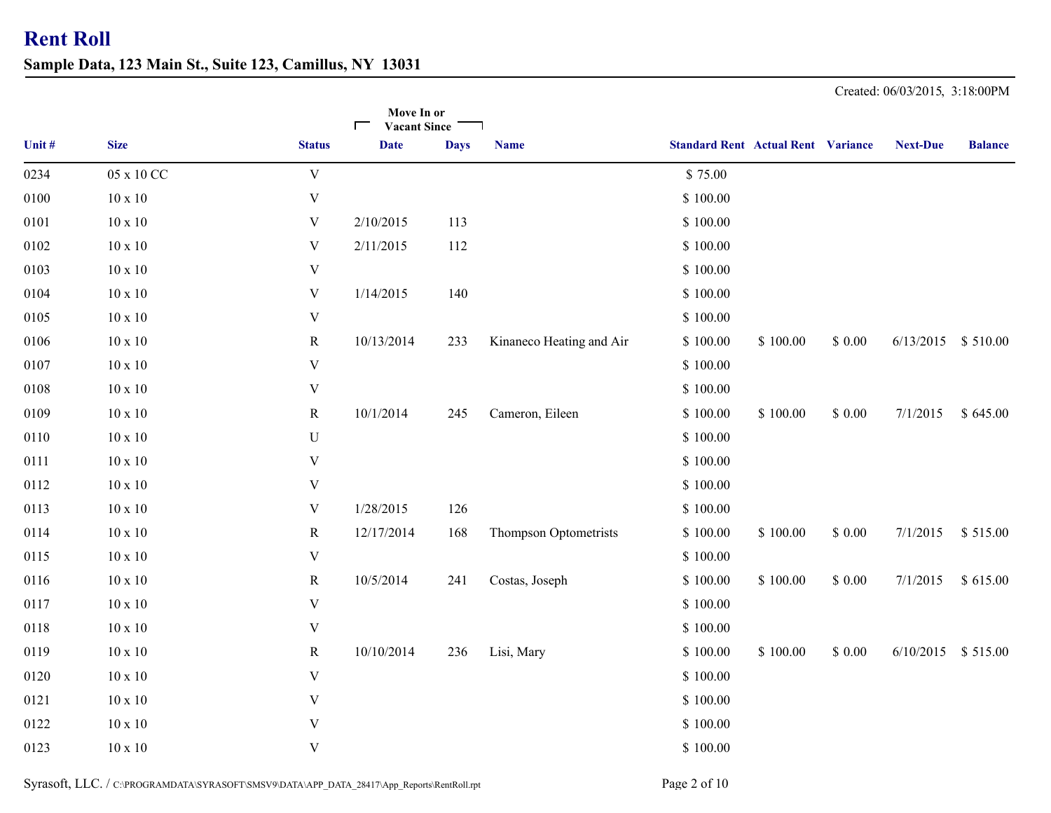# Rent Roll

**Sample Data, 123 Main St., Suite 123, Camillus, NY 13031**

Created: 06/03/2015, 3:18:00PM

| | | | Move In or Vacant Since | | | | | | | |
|---|---|---|---|---|---|---|---|---|---|---|
| **Unit #** | **Size** | **Status** | **Date** | **Days** | **Name** | **Standard Rent** | **Actual Rent** | **Variance** | **Next-Due** | **Balance** |
| 0234 | 05 x 10 CC | V | | | | $ 75.00 | | | | |
| 0100 | 10 x 10 | V | | | | $ 100.00 | | | | |
| 0101 | 10 x 10 | V | 2/10/2015 | 113 | | $ 100.00 | | | | |
| 0102 | 10 x 10 | V | 2/11/2015 | 112 | | $ 100.00 | | | | |
| 0103 | 10 x 10 | V | | | | $ 100.00 | | | | |
| 0104 | 10 x 10 | V | 1/14/2015 | 140 | | $ 100.00 | | | | |
| 0105 | 10 x 10 | V | | | | $ 100.00 | | | | |
| 0106 | 10 x 10 | R | 10/13/2014 | 233 | Kinaneco Heating and Air | $ 100.00 | $ 100.00 | $ 0.00 | 6/13/2015 | $ 510.00 |
| 0107 | 10 x 10 | V | | | | $ 100.00 | | | | |
| 0108 | 10 x 10 | V | | | | $ 100.00 | | | | |
| 0109 | 10 x 10 | R | 10/1/2014 | 245 | Cameron, Eileen | $ 100.00 | $ 100.00 | $ 0.00 | 7/1/2015 | $ 645.00 |
| 0110 | 10 x 10 | U | | | | $ 100.00 | | | | |
| 0111 | 10 x 10 | V | | | | $ 100.00 | | | | |
| 0112 | 10 x 10 | V | | | | $ 100.00 | | | | |
| 0113 | 10 x 10 | V | 1/28/2015 | 126 | | $ 100.00 | | | | |
| 0114 | 10 x 10 | R | 12/17/2014 | 168 | Thompson Optometrists | $ 100.00 | $ 100.00 | $ 0.00 | 7/1/2015 | $ 515.00 |
| 0115 | 10 x 10 | V | | | | $ 100.00 | | | | |
| 0116 | 10 x 10 | R | 10/5/2014 | 241 | Costas, Joseph | $ 100.00 | $ 100.00 | $ 0.00 | 7/1/2015 | $ 615.00 |
| 0117 | 10 x 10 | V | | | | $ 100.00 | | | | |
| 0118 | 10 x 10 | V | | | | $ 100.00 | | | | |
| 0119 | 10 x 10 | R | 10/10/2014 | 236 | Lisi, Mary | $ 100.00 | $ 100.00 | $ 0.00 | 6/10/2015 | $ 515.00 |
| 0120 | 10 x 10 | V | | | | $ 100.00 | | | | |
| 0121 | 10 x 10 | V | | | | $ 100.00 | | | | |
| 0122 | 10 x 10 | V | | | | $ 100.00 | | | | |
| 0123 | 10 x 10 | V | | | | $ 100.00 | | | | |

Syrasoft, LLC. / C:\PROGRAMDATA\SYRASOFT\SMSV9\DATA\APP_DATA_28417\App_Reports\RentRoll.rpt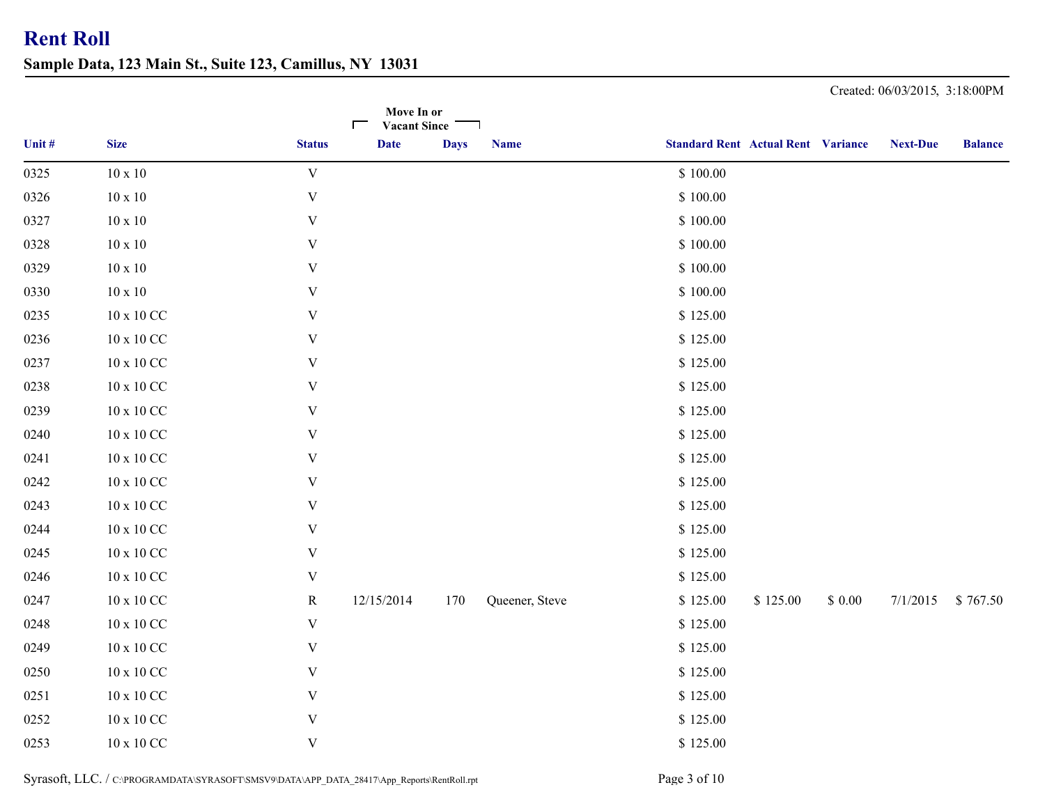# Rent Roll

## Sample Data, 123 Main St., Suite 123, Camillus, NY 13031

Created: 06/03/2015, 3:18:00PM

| Unit # | Size | Status | Move In or Vacant Since Date | Days | Name | Standard Rent | Actual Rent | Variance | Next-Due | Balance |
|---|---|---|---|---|---|---|---|---|---|---|
| 0325 | 10 x 10 | V | | | | $ 100.00 | | | | |
| 0326 | 10 x 10 | V | | | | $ 100.00 | | | | |
| 0327 | 10 x 10 | V | | | | $ 100.00 | | | | |
| 0328 | 10 x 10 | V | | | | $ 100.00 | | | | |
| 0329 | 10 x 10 | V | | | | $ 100.00 | | | | |
| 0330 | 10 x 10 | V | | | | $ 100.00 | | | | |
| 0235 | 10 x 10 CC | V | | | | $ 125.00 | | | | |
| 0236 | 10 x 10 CC | V | | | | $ 125.00 | | | | |
| 0237 | 10 x 10 CC | V | | | | $ 125.00 | | | | |
| 0238 | 10 x 10 CC | V | | | | $ 125.00 | | | | |
| 0239 | 10 x 10 CC | V | | | | $ 125.00 | | | | |
| 0240 | 10 x 10 CC | V | | | | $ 125.00 | | | | |
| 0241 | 10 x 10 CC | V | | | | $ 125.00 | | | | |
| 0242 | 10 x 10 CC | V | | | | $ 125.00 | | | | |
| 0243 | 10 x 10 CC | V | | | | $ 125.00 | | | | |
| 0244 | 10 x 10 CC | V | | | | $ 125.00 | | | | |
| 0245 | 10 x 10 CC | V | | | | $ 125.00 | | | | |
| 0246 | 10 x 10 CC | V | | | | $ 125.00 | | | | |
| 0247 | 10 x 10 CC | R | 12/15/2014 | 170 | Queener, Steve | $ 125.00 | $ 125.00 | $ 0.00 | 7/1/2015 | $ 767.50 |
| 0248 | 10 x 10 CC | V | | | | $ 125.00 | | | | |
| 0249 | 10 x 10 CC | V | | | | $ 125.00 | | | | |
| 0250 | 10 x 10 CC | V | | | | $ 125.00 | | | | |
| 0251 | 10 x 10 CC | V | | | | $ 125.00 | | | | |
| 0252 | 10 x 10 CC | V | | | | $ 125.00 | | | | |
| 0253 | 10 x 10 CC | V | | | | $ 125.00 | | | | |

Syrasoft, LLC. / C:\PROGRAMDATA\SYRASOFT\SMSV9\DATA\APP_DATA_28417\App_Reports\RentRoll.rpt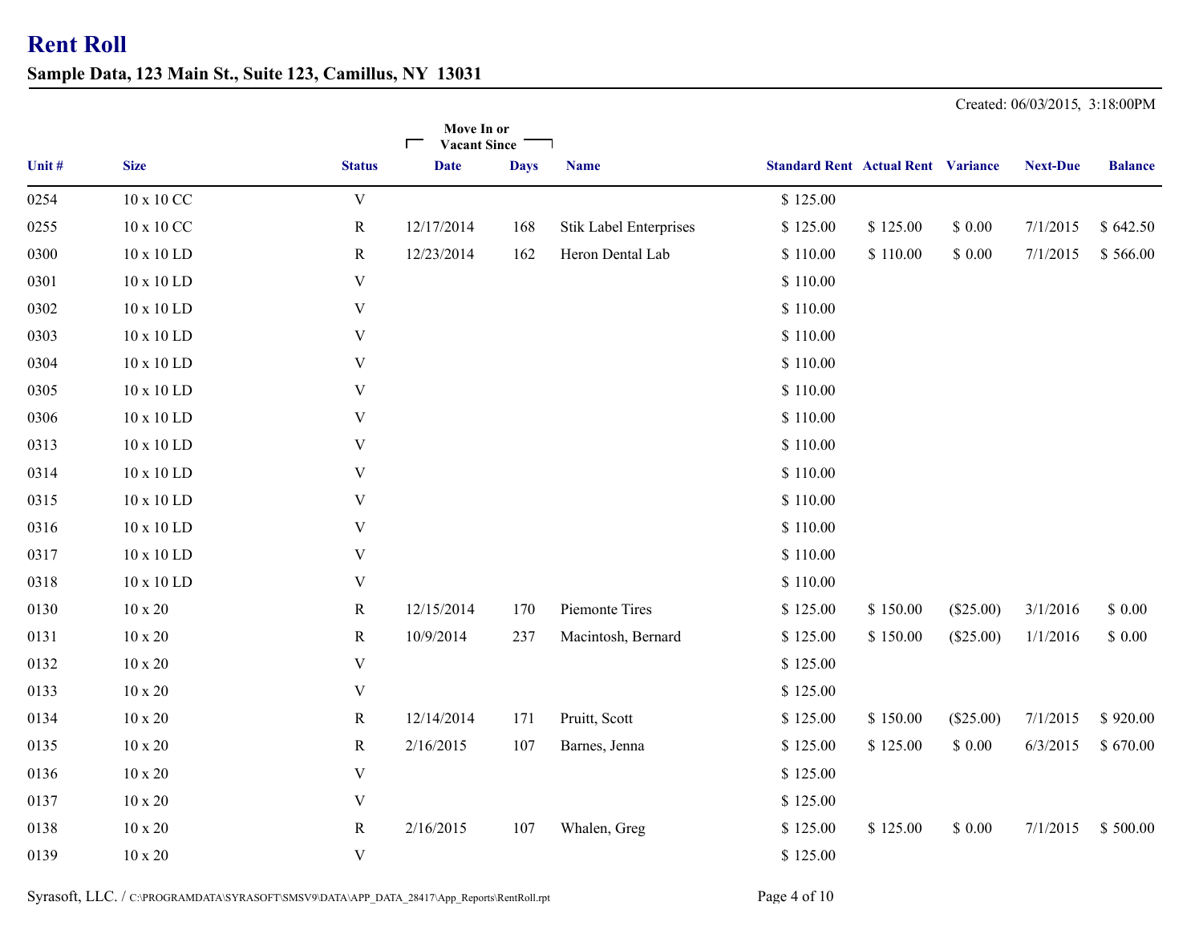# Rent Roll

## Sample Data, 123 Main St., Suite 123, Camillus, NY 13031

Created: 06/03/2015, 3:18:00PM

| Unit # | Size | Status | Move In or Vacant Since Date | Days | Name | Standard Rent | Actual Rent | Variance | Next-Due | Balance |
|---|---|---|---|---|---|---|---|---|---|---|
| 0254 | 10 x 10 CC | V | | | | $ 125.00 | | | | |
| 0255 | 10 x 10 CC | R | 12/17/2014 | 168 | Stik Label Enterprises | $ 125.00 | $ 125.00 | $ 0.00 | 7/1/2015 | $ 642.50 |
| 0300 | 10 x 10 LD | R | 12/23/2014 | 162 | Heron Dental Lab | $ 110.00 | $ 110.00 | $ 0.00 | 7/1/2015 | $ 566.00 |
| 0301 | 10 x 10 LD | V | | | | $ 110.00 | | | | |
| 0302 | 10 x 10 LD | V | | | | $ 110.00 | | | | |
| 0303 | 10 x 10 LD | V | | | | $ 110.00 | | | | |
| 0304 | 10 x 10 LD | V | | | | $ 110.00 | | | | |
| 0305 | 10 x 10 LD | V | | | | $ 110.00 | | | | |
| 0306 | 10 x 10 LD | V | | | | $ 110.00 | | | | |
| 0313 | 10 x 10 LD | V | | | | $ 110.00 | | | | |
| 0314 | 10 x 10 LD | V | | | | $ 110.00 | | | | |
| 0315 | 10 x 10 LD | V | | | | $ 110.00 | | | | |
| 0316 | 10 x 10 LD | V | | | | $ 110.00 | | | | |
| 0317 | 10 x 10 LD | V | | | | $ 110.00 | | | | |
| 0318 | 10 x 10 LD | V | | | | $ 110.00 | | | | |
| 0130 | 10 x 20 | R | 12/15/2014 | 170 | Piemonte Tires | $ 125.00 | $ 150.00 | ($25.00) | 3/1/2016 | $ 0.00 |
| 0131 | 10 x 20 | R | 10/9/2014 | 237 | Macintosh, Bernard | $ 125.00 | $ 150.00 | ($25.00) | 1/1/2016 | $ 0.00 |
| 0132 | 10 x 20 | V | | | | $ 125.00 | | | | |
| 0133 | 10 x 20 | V | | | | $ 125.00 | | | | |
| 0134 | 10 x 20 | R | 12/14/2014 | 171 | Pruitt, Scott | $ 125.00 | $ 150.00 | ($25.00) | 7/1/2015 | $ 920.00 |
| 0135 | 10 x 20 | R | 2/16/2015 | 107 | Barnes, Jenna | $ 125.00 | $ 125.00 | $ 0.00 | 6/3/2015 | $ 670.00 |
| 0136 | 10 x 20 | V | | | | $ 125.00 | | | | |
| 0137 | 10 x 20 | V | | | | $ 125.00 | | | | |
| 0138 | 10 x 20 | R | 2/16/2015 | 107 | Whalen, Greg | $ 125.00 | $ 125.00 | $ 0.00 | 7/1/2015 | $ 500.00 |
| 0139 | 10 x 20 | V | | | | $ 125.00 | | | | |

Syrasoft, LLC. / C:\PROGRAMDATA\SYRASOFT\SMSV9\DATA\APP_DATA_28417\App_Reports\RentRoll.rpt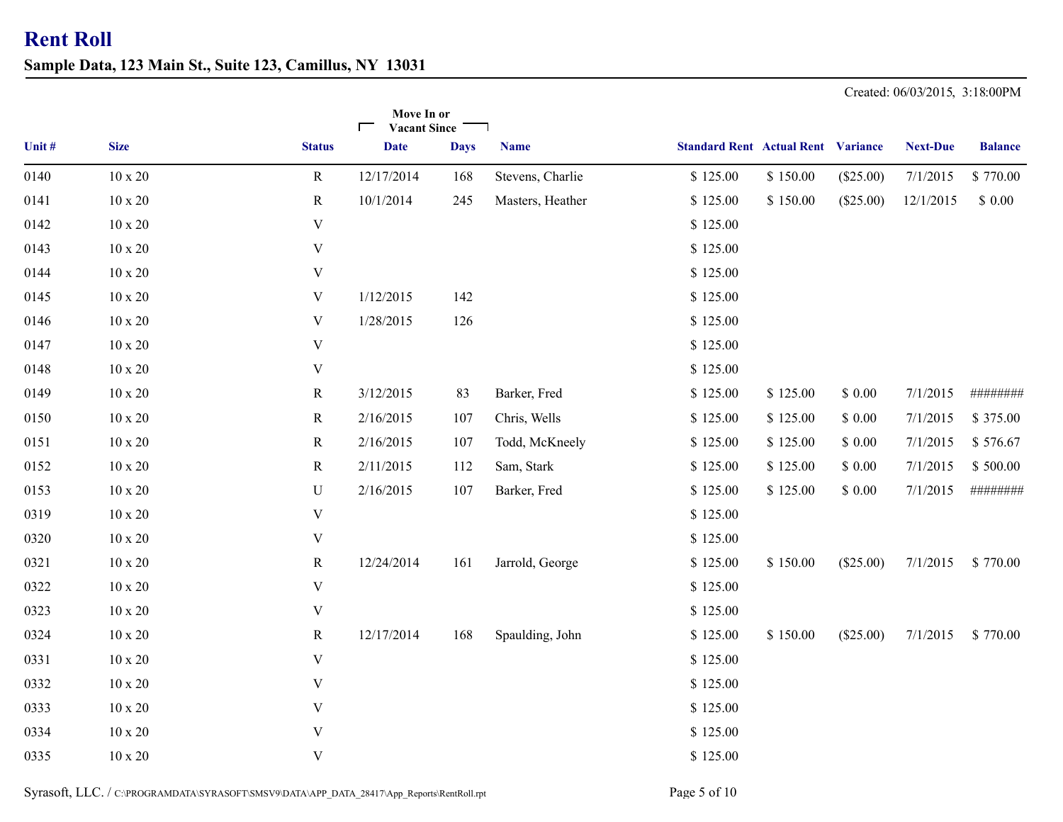# Rent Roll

**Sample Data, 123 Main St., Suite 123, Camillus, NY 13031**

Created: 06/03/2015, 3:18:00PM

| Unit # | Size | Status | Move In or Vacant Since Date | Days | Name | Standard Rent | Actual Rent | Variance | Next-Due | Balance |
|---|---|---|---|---|---|---|---|---|---|---|
| 0140 | 10 x 20 | R | 12/17/2014 | 168 | Stevens, Charlie | $ 125.00 | $ 150.00 | ($25.00) | 7/1/2015 | $ 770.00 |
| 0141 | 10 x 20 | R | 10/1/2014 | 245 | Masters, Heather | $ 125.00 | $ 150.00 | ($25.00) | 12/1/2015 | $ 0.00 |
| 0142 | 10 x 20 | V | | | | $ 125.00 | | | | |
| 0143 | 10 x 20 | V | | | | $ 125.00 | | | | |
| 0144 | 10 x 20 | V | | | | $ 125.00 | | | | |
| 0145 | 10 x 20 | V | 1/12/2015 | 142 | | $ 125.00 | | | | |
| 0146 | 10 x 20 | V | 1/28/2015 | 126 | | $ 125.00 | | | | |
| 0147 | 10 x 20 | V | | | | $ 125.00 | | | | |
| 0148 | 10 x 20 | V | | | | $ 125.00 | | | | |
| 0149 | 10 x 20 | R | 3/12/2015 | 83 | Barker, Fred | $ 125.00 | $ 125.00 | $ 0.00 | 7/1/2015 | ######## |
| 0150 | 10 x 20 | R | 2/16/2015 | 107 | Chris, Wells | $ 125.00 | $ 125.00 | $ 0.00 | 7/1/2015 | $ 375.00 |
| 0151 | 10 x 20 | R | 2/16/2015 | 107 | Todd, McKneely | $ 125.00 | $ 125.00 | $ 0.00 | 7/1/2015 | $ 576.67 |
| 0152 | 10 x 20 | R | 2/11/2015 | 112 | Sam, Stark | $ 125.00 | $ 125.00 | $ 0.00 | 7/1/2015 | $ 500.00 |
| 0153 | 10 x 20 | U | 2/16/2015 | 107 | Barker, Fred | $ 125.00 | $ 125.00 | $ 0.00 | 7/1/2015 | ######## |
| 0319 | 10 x 20 | V | | | | $ 125.00 | | | | |
| 0320 | 10 x 20 | V | | | | $ 125.00 | | | | |
| 0321 | 10 x 20 | R | 12/24/2014 | 161 | Jarrold, George | $ 125.00 | $ 150.00 | ($25.00) | 7/1/2015 | $ 770.00 |
| 0322 | 10 x 20 | V | | | | $ 125.00 | | | | |
| 0323 | 10 x 20 | V | | | | $ 125.00 | | | | |
| 0324 | 10 x 20 | R | 12/17/2014 | 168 | Spaulding, John | $ 125.00 | $ 150.00 | ($25.00) | 7/1/2015 | $ 770.00 |
| 0331 | 10 x 20 | V | | | | $ 125.00 | | | | |
| 0332 | 10 x 20 | V | | | | $ 125.00 | | | | |
| 0333 | 10 x 20 | V | | | | $ 125.00 | | | | |
| 0334 | 10 x 20 | V | | | | $ 125.00 | | | | |
| 0335 | 10 x 20 | V | | | | $ 125.00 | | | | |

Syrasoft, LLC. / C:\PROGRAMDATA\SYRASOFT\SMSV9\DATA\APP_DATA_28417\App_Reports\RentRoll.rpt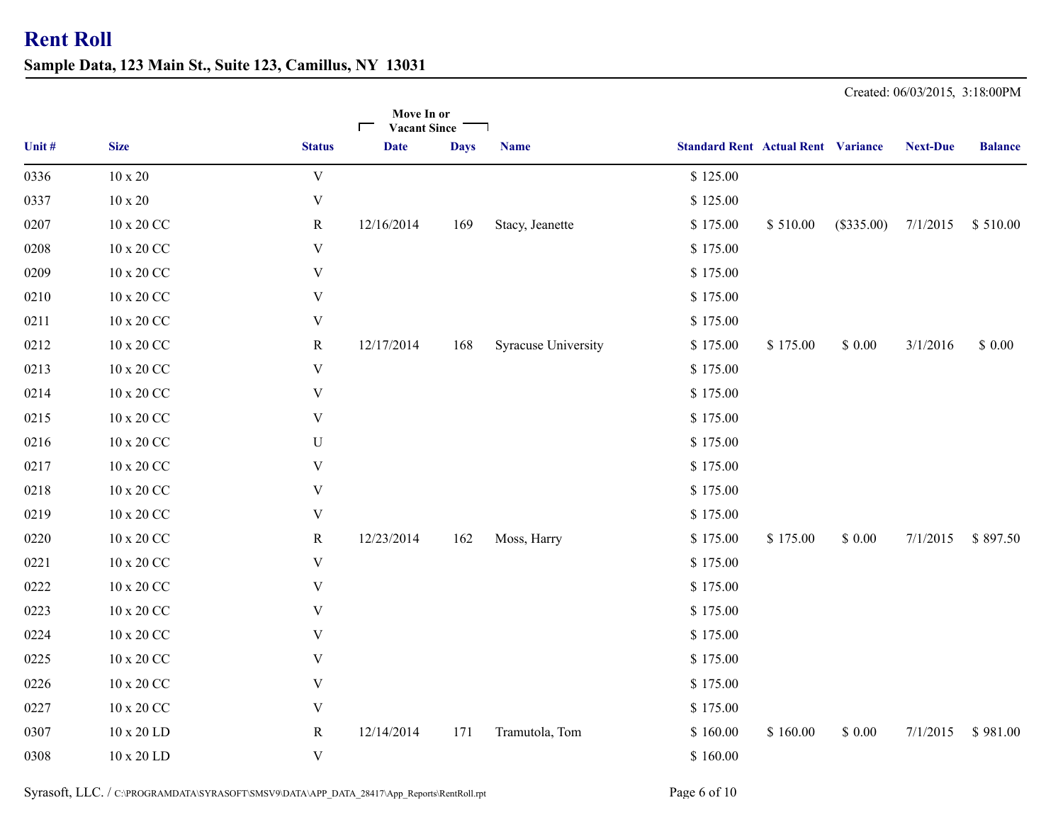# Rent Roll

**Sample Data, 123 Main St., Suite 123, Camillus, NY 13031**

Created: 06/03/2015, 3:18:00PM

| Unit # | Size | Status | Move In or Vacant Since Date | Days | Name | Standard Rent | Actual Rent | Variance | Next-Due | Balance |
|---|---|---|---|---|---|---|---|---|---|---|
| 0336 | 10 x 20 | V | | | | $ 125.00 | | | | |
| 0337 | 10 x 20 | V | | | | $ 125.00 | | | | |
| 0207 | 10 x 20 CC | R | 12/16/2014 | 169 | Stacy, Jeanette | $ 175.00 | $ 510.00 | ($335.00) | 7/1/2015 | $ 510.00 |
| 0208 | 10 x 20 CC | V | | | | $ 175.00 | | | | |
| 0209 | 10 x 20 CC | V | | | | $ 175.00 | | | | |
| 0210 | 10 x 20 CC | V | | | | $ 175.00 | | | | |
| 0211 | 10 x 20 CC | V | | | | $ 175.00 | | | | |
| 0212 | 10 x 20 CC | R | 12/17/2014 | 168 | Syracuse University | $ 175.00 | $ 175.00 | $ 0.00 | 3/1/2016 | $ 0.00 |
| 0213 | 10 x 20 CC | V | | | | $ 175.00 | | | | |
| 0214 | 10 x 20 CC | V | | | | $ 175.00 | | | | |
| 0215 | 10 x 20 CC | V | | | | $ 175.00 | | | | |
| 0216 | 10 x 20 CC | U | | | | $ 175.00 | | | | |
| 0217 | 10 x 20 CC | V | | | | $ 175.00 | | | | |
| 0218 | 10 x 20 CC | V | | | | $ 175.00 | | | | |
| 0219 | 10 x 20 CC | V | | | | $ 175.00 | | | | |
| 0220 | 10 x 20 CC | R | 12/23/2014 | 162 | Moss, Harry | $ 175.00 | $ 175.00 | $ 0.00 | 7/1/2015 | $ 897.50 |
| 0221 | 10 x 20 CC | V | | | | $ 175.00 | | | | |
| 0222 | 10 x 20 CC | V | | | | $ 175.00 | | | | |
| 0223 | 10 x 20 CC | V | | | | $ 175.00 | | | | |
| 0224 | 10 x 20 CC | V | | | | $ 175.00 | | | | |
| 0225 | 10 x 20 CC | V | | | | $ 175.00 | | | | |
| 0226 | 10 x 20 CC | V | | | | $ 175.00 | | | | |
| 0227 | 10 x 20 CC | V | | | | $ 175.00 | | | | |
| 0307 | 10 x 20 LD | R | 12/14/2014 | 171 | Tramutola, Tom | $ 160.00 | $ 160.00 | $ 0.00 | 7/1/2015 | $ 981.00 |
| 0308 | 10 x 20 LD | V | | | | $ 160.00 | | | | |

Syrasoft, LLC. / C:\PROGRAMDATA\SYRASOFT\SMSV9\DATA\APP_DATA_28417\App_Reports\RentRoll.rpt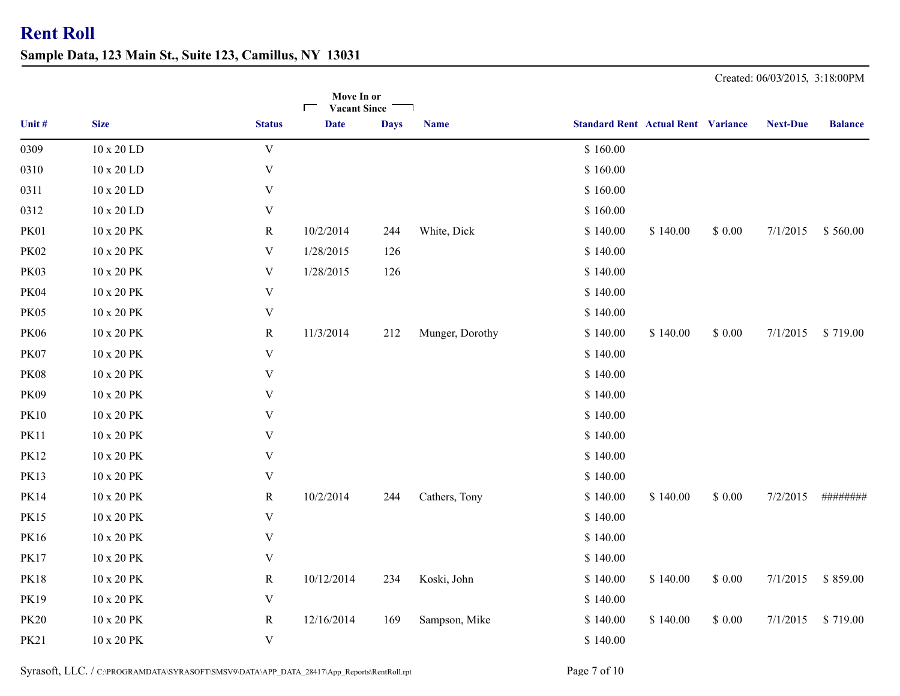# Rent Roll

## Sample Data, 123 Main St., Suite 123, Camillus, NY  13031

Created: 06/03/2015,  3:18:00PM

| Unit # | Size | Status | Move In or Vacant Since Date | Days | Name | Standard Rent | Actual Rent | Variance | Next-Due | Balance |
|---|---|---|---|---|---|---|---|---|---|---|
| 0309 | 10 x 20 LD | V | | | | $ 160.00 | | | | |
| 0310 | 10 x 20 LD | V | | | | $ 160.00 | | | | |
| 0311 | 10 x 20 LD | V | | | | $ 160.00 | | | | |
| 0312 | 10 x 20 LD | V | | | | $ 160.00 | | | | |
| PK01 | 10 x 20 PK | R | 10/2/2014 | 244 | White, Dick | $ 140.00 | $ 140.00 | $ 0.00 | 7/1/2015 | $ 560.00 |
| PK02 | 10 x 20 PK | V | 1/28/2015 | 126 | | $ 140.00 | | | | |
| PK03 | 10 x 20 PK | V | 1/28/2015 | 126 | | $ 140.00 | | | | |
| PK04 | 10 x 20 PK | V | | | | $ 140.00 | | | | |
| PK05 | 10 x 20 PK | V | | | | $ 140.00 | | | | |
| PK06 | 10 x 20 PK | R | 11/3/2014 | 212 | Munger, Dorothy | $ 140.00 | $ 140.00 | $ 0.00 | 7/1/2015 | $ 719.00 |
| PK07 | 10 x 20 PK | V | | | | $ 140.00 | | | | |
| PK08 | 10 x 20 PK | V | | | | $ 140.00 | | | | |
| PK09 | 10 x 20 PK | V | | | | $ 140.00 | | | | |
| PK10 | 10 x 20 PK | V | | | | $ 140.00 | | | | |
| PK11 | 10 x 20 PK | V | | | | $ 140.00 | | | | |
| PK12 | 10 x 20 PK | V | | | | $ 140.00 | | | | |
| PK13 | 10 x 20 PK | V | | | | $ 140.00 | | | | |
| PK14 | 10 x 20 PK | R | 10/2/2014 | 244 | Cathers, Tony | $ 140.00 | $ 140.00 | $ 0.00 | 7/2/2015 | ######## |
| PK15 | 10 x 20 PK | V | | | | $ 140.00 | | | | |
| PK16 | 10 x 20 PK | V | | | | $ 140.00 | | | | |
| PK17 | 10 x 20 PK | V | | | | $ 140.00 | | | | |
| PK18 | 10 x 20 PK | R | 10/12/2014 | 234 | Koski, John | $ 140.00 | $ 140.00 | $ 0.00 | 7/1/2015 | $ 859.00 |
| PK19 | 10 x 20 PK | V | | | | $ 140.00 | | | | |
| PK20 | 10 x 20 PK | R | 12/16/2014 | 169 | Sampson, Mike | $ 140.00 | $ 140.00 | $ 0.00 | 7/1/2015 | $ 719.00 |
| PK21 | 10 x 20 PK | V | | | | $ 140.00 | | | | |

Syrasoft, LLC. / C:\PROGRAMDATA\SYRASOFT\SMSV9\DATA\APP_DATA_28417\App_Reports\RentRoll.rpt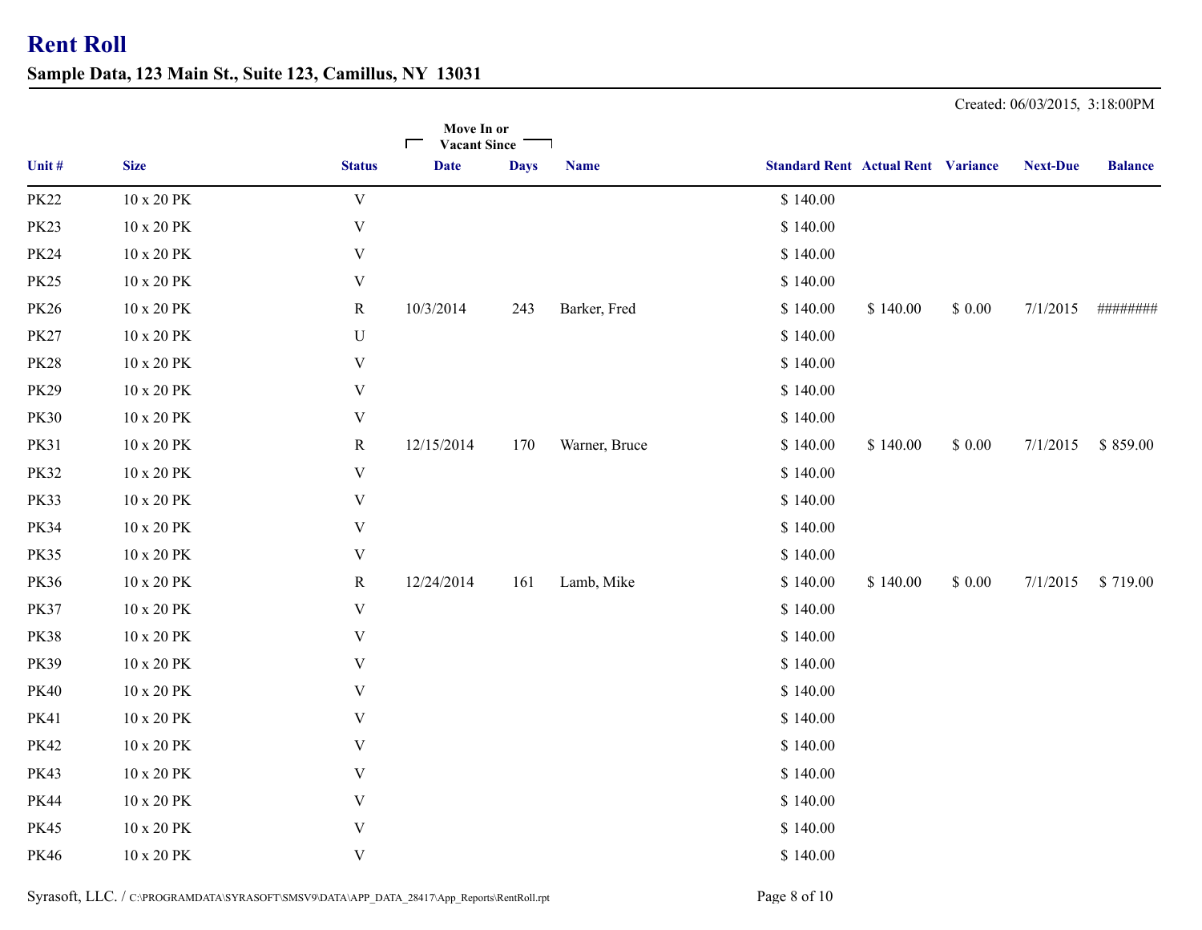# Rent Roll

## Sample Data, 123 Main St., Suite 123, Camillus, NY 13031

Created: 06/03/2015, 3:18:00PM

| Unit # | Size | Status | Move In or Vacant Since Date | Days | Name | Standard Rent | Actual Rent | Variance | Next-Due | Balance |
|---|---|---|---|---|---|---|---|---|---|---|
| PK22 | 10 x 20 PK | V | | | | $ 140.00 | | | | |
| PK23 | 10 x 20 PK | V | | | | $ 140.00 | | | | |
| PK24 | 10 x 20 PK | V | | | | $ 140.00 | | | | |
| PK25 | 10 x 20 PK | V | | | | $ 140.00 | | | | |
| PK26 | 10 x 20 PK | R | 10/3/2014 | 243 | Barker, Fred | $ 140.00 | $ 140.00 | $ 0.00 | 7/1/2015 | ######## |
| PK27 | 10 x 20 PK | U | | | | $ 140.00 | | | | |
| PK28 | 10 x 20 PK | V | | | | $ 140.00 | | | | |
| PK29 | 10 x 20 PK | V | | | | $ 140.00 | | | | |
| PK30 | 10 x 20 PK | V | | | | $ 140.00 | | | | |
| PK31 | 10 x 20 PK | R | 12/15/2014 | 170 | Warner, Bruce | $ 140.00 | $ 140.00 | $ 0.00 | 7/1/2015 | $ 859.00 |
| PK32 | 10 x 20 PK | V | | | | $ 140.00 | | | | |
| PK33 | 10 x 20 PK | V | | | | $ 140.00 | | | | |
| PK34 | 10 x 20 PK | V | | | | $ 140.00 | | | | |
| PK35 | 10 x 20 PK | V | | | | $ 140.00 | | | | |
| PK36 | 10 x 20 PK | R | 12/24/2014 | 161 | Lamb, Mike | $ 140.00 | $ 140.00 | $ 0.00 | 7/1/2015 | $ 719.00 |
| PK37 | 10 x 20 PK | V | | | | $ 140.00 | | | | |
| PK38 | 10 x 20 PK | V | | | | $ 140.00 | | | | |
| PK39 | 10 x 20 PK | V | | | | $ 140.00 | | | | |
| PK40 | 10 x 20 PK | V | | | | $ 140.00 | | | | |
| PK41 | 10 x 20 PK | V | | | | $ 140.00 | | | | |
| PK42 | 10 x 20 PK | V | | | | $ 140.00 | | | | |
| PK43 | 10 x 20 PK | V | | | | $ 140.00 | | | | |
| PK44 | 10 x 20 PK | V | | | | $ 140.00 | | | | |
| PK45 | 10 x 20 PK | V | | | | $ 140.00 | | | | |
| PK46 | 10 x 20 PK | V | | | | $ 140.00 | | | | |

Syrasoft, LLC. / C:\PROGRAMDATA\SYRASOFT\SMSV9\DATA\APP_DATA_28417\App_Reports\RentRoll.rpt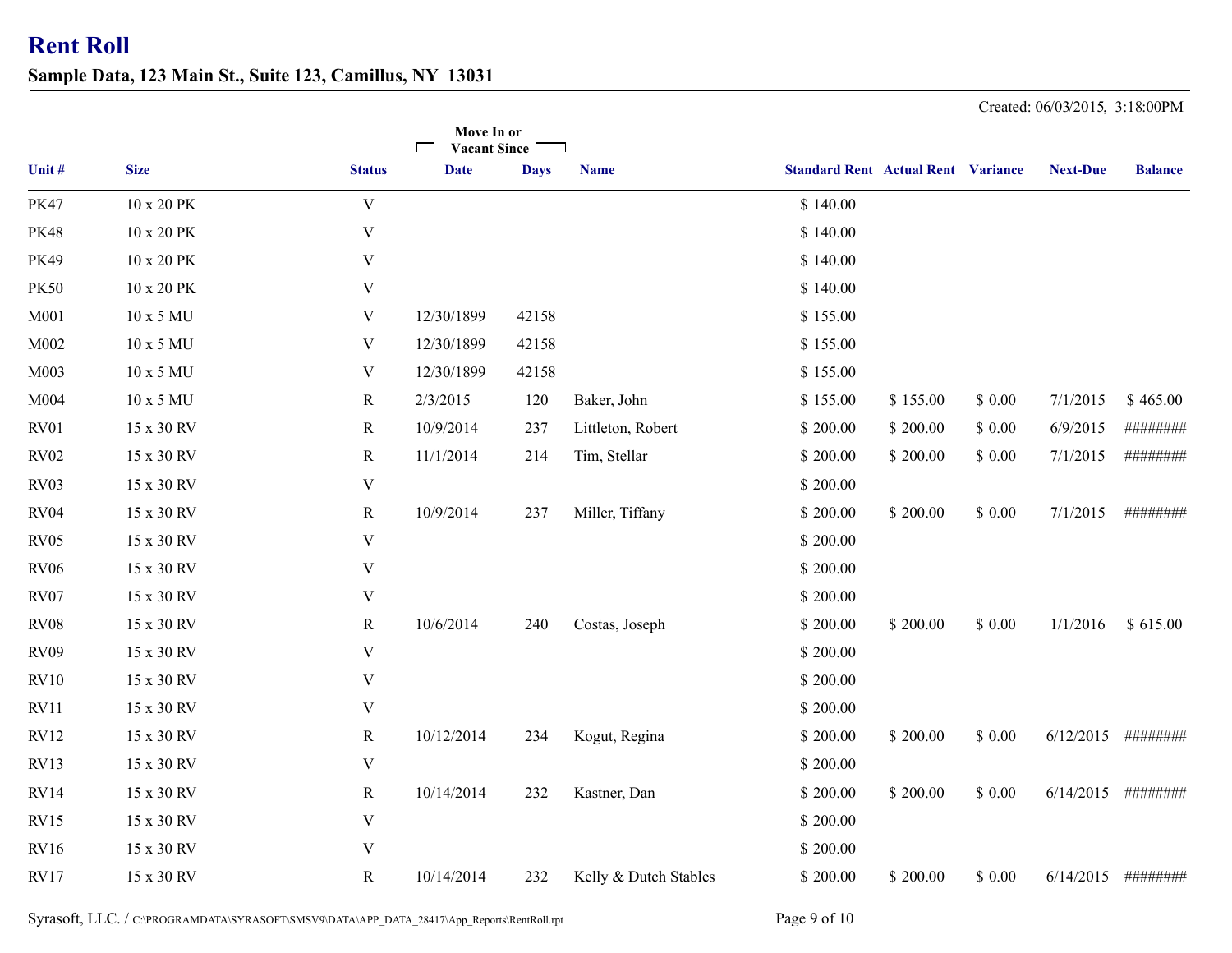# Rent Roll

## Sample Data, 123 Main St., Suite 123, Camillus, NY 13031

Created: 06/03/2015, 3:18:00PM

| Unit # | Size | Status | Move In or Vacant Since Date | Move In or Vacant Since Days | Name | Standard Rent | Actual Rent | Variance | Next-Due | Balance |
|---|---|---|---|---|---|---|---|---|---|---|
| PK47 | 10 x 20 PK | V | | | | $ 140.00 | | | | |
| PK48 | 10 x 20 PK | V | | | | $ 140.00 | | | | |
| PK49 | 10 x 20 PK | V | | | | $ 140.00 | | | | |
| PK50 | 10 x 20 PK | V | | | | $ 140.00 | | | | |
| M001 | 10 x 5 MU | V | 12/30/1899 | 42158 | | $ 155.00 | | | | |
| M002 | 10 x 5 MU | V | 12/30/1899 | 42158 | | $ 155.00 | | | | |
| M003 | 10 x 5 MU | V | 12/30/1899 | 42158 | | $ 155.00 | | | | |
| M004 | 10 x 5 MU | R | 2/3/2015 | 120 | Baker, John | $ 155.00 | $ 155.00 | $ 0.00 | 7/1/2015 | $ 465.00 |
| RV01 | 15 x 30 RV | R | 10/9/2014 | 237 | Littleton, Robert | $ 200.00 | $ 200.00 | $ 0.00 | 6/9/2015 | ######## |
| RV02 | 15 x 30 RV | R | 11/1/2014 | 214 | Tim, Stellar | $ 200.00 | $ 200.00 | $ 0.00 | 7/1/2015 | ######## |
| RV03 | 15 x 30 RV | V | | | | $ 200.00 | | | | |
| RV04 | 15 x 30 RV | R | 10/9/2014 | 237 | Miller, Tiffany | $ 200.00 | $ 200.00 | $ 0.00 | 7/1/2015 | ######## |
| RV05 | 15 x 30 RV | V | | | | $ 200.00 | | | | |
| RV06 | 15 x 30 RV | V | | | | $ 200.00 | | | | |
| RV07 | 15 x 30 RV | V | | | | $ 200.00 | | | | |
| RV08 | 15 x 30 RV | R | 10/6/2014 | 240 | Costas, Joseph | $ 200.00 | $ 200.00 | $ 0.00 | 1/1/2016 | $ 615.00 |
| RV09 | 15 x 30 RV | V | | | | $ 200.00 | | | | |
| RV10 | 15 x 30 RV | V | | | | $ 200.00 | | | | |
| RV11 | 15 x 30 RV | V | | | | $ 200.00 | | | | |
| RV12 | 15 x 30 RV | R | 10/12/2014 | 234 | Kogut, Regina | $ 200.00 | $ 200.00 | $ 0.00 | 6/12/2015 | ######## |
| RV13 | 15 x 30 RV | V | | | | $ 200.00 | | | | |
| RV14 | 15 x 30 RV | R | 10/14/2014 | 232 | Kastner, Dan | $ 200.00 | $ 200.00 | $ 0.00 | 6/14/2015 | ######## |
| RV15 | 15 x 30 RV | V | | | | $ 200.00 | | | | |
| RV16 | 15 x 30 RV | V | | | | $ 200.00 | | | | |
| RV17 | 15 x 30 RV | R | 10/14/2014 | 232 | Kelly & Dutch Stables | $ 200.00 | $ 200.00 | $ 0.00 | 6/14/2015 | ######## |

Syrasoft, LLC. / C:\PROGRAMDATA\SYRASOFT\SMSV9\DATA\APP_DATA_28417\App_Reports\RentRoll.rpt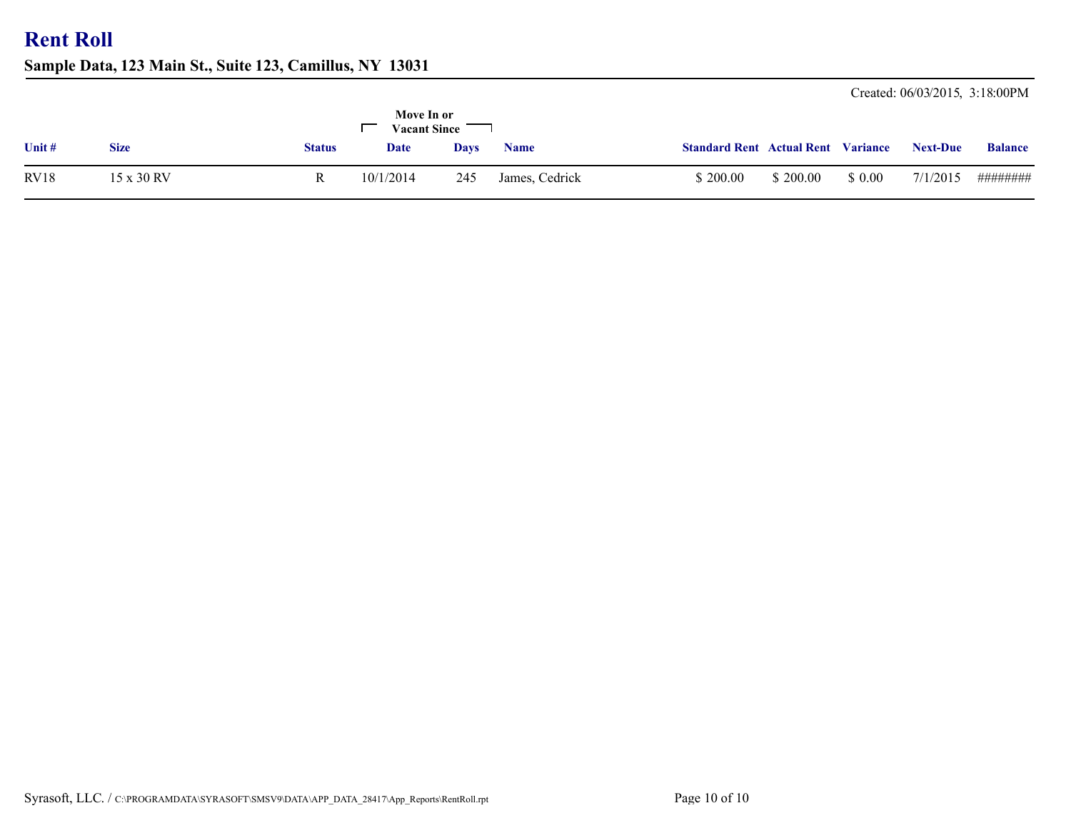# Rent Roll

**Sample Data, 123 Main St., Suite 123, Camillus, NY 13031**

Created: 06/03/2015, 3:18:00PM

| Unit # | Size | Status | Move In or Vacant Since Date | Days | Name | Standard Rent | Actual Rent | Variance | Next-Due | Balance |
|---|---|---|---|---|---|---|---|---|---|---|
| RV18 | 15 x 30 RV | R | 10/1/2014 | 245 | James, Cedrick | $ 200.00 | $ 200.00 | $ 0.00 | 7/1/2015 | ######## |

Syrasoft, LLC. / C:\PROGRAMDATA\SYRASOFT\SMSV9\DATA\APP_DATA_28417\App_Reports\RentRoll.rpt